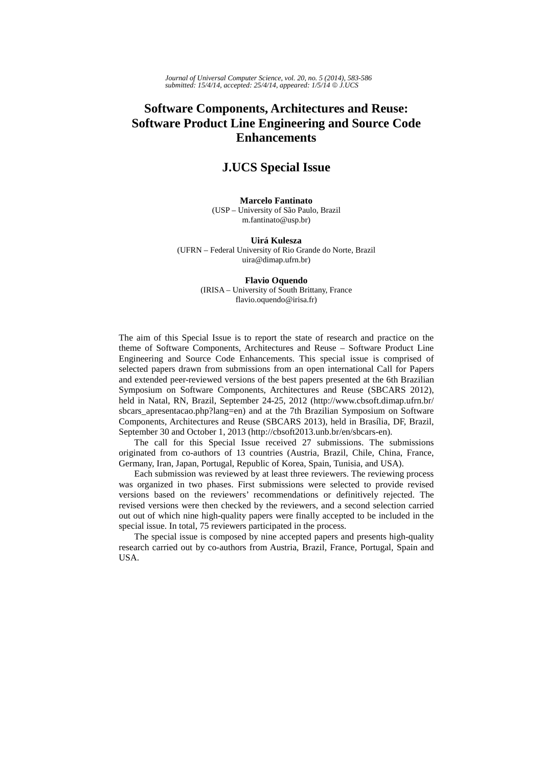# Software Components, Architectures and Reuse: Software Product Line Engineering and Source Code Enhancements

## J.UCS Special Issue

**Marcelo Fantinato**
(USP – University of São Paulo, Brazil
m.fantinato@usp.br)

**Uirá Kulesza**
(UFRN – Federal University of Rio Grande do Norte, Brazil
uira@dimap.ufrn.br)

**Flavio Oquendo**
(IRISA – University of South Brittany, France
flavio.oquendo@irisa.fr)

The aim of this Special Issue is to report the state of research and practice on the theme of Software Components, Architectures and Reuse – Software Product Line Engineering and Source Code Enhancements. This special issue is comprised of selected papers drawn from submissions from an open international Call for Papers and extended peer-reviewed versions of the best papers presented at the 6th Brazilian Symposium on Software Components, Architectures and Reuse (SBCARS 2012), held in Natal, RN, Brazil, September 24-25, 2012 (http://www.cbsoft.dimap.ufrn.br/sbcars_apresentacao.php?lang=en) and at the 7th Brazilian Symposium on Software Components, Architectures and Reuse (SBCARS 2013), held in Brasília, DF, Brazil, September 30 and October 1, 2013 (http://cbsoft2013.unb.br/en/sbcars-en).

The call for this Special Issue received 27 submissions. The submissions originated from co-authors of 13 countries (Austria, Brazil, Chile, China, France, Germany, Iran, Japan, Portugal, Republic of Korea, Spain, Tunisia, and USA).

Each submission was reviewed by at least three reviewers. The reviewing process was organized in two phases. First submissions were selected to provide revised versions based on the reviewers' recommendations or definitively rejected. The revised versions were then checked by the reviewers, and a second selection carried out out of which nine high-quality papers were finally accepted to be included in the special issue. In total, 75 reviewers participated in the process.

The special issue is composed by nine accepted papers and presents high-quality research carried out by co-authors from Austria, Brazil, France, Portugal, Spain and USA.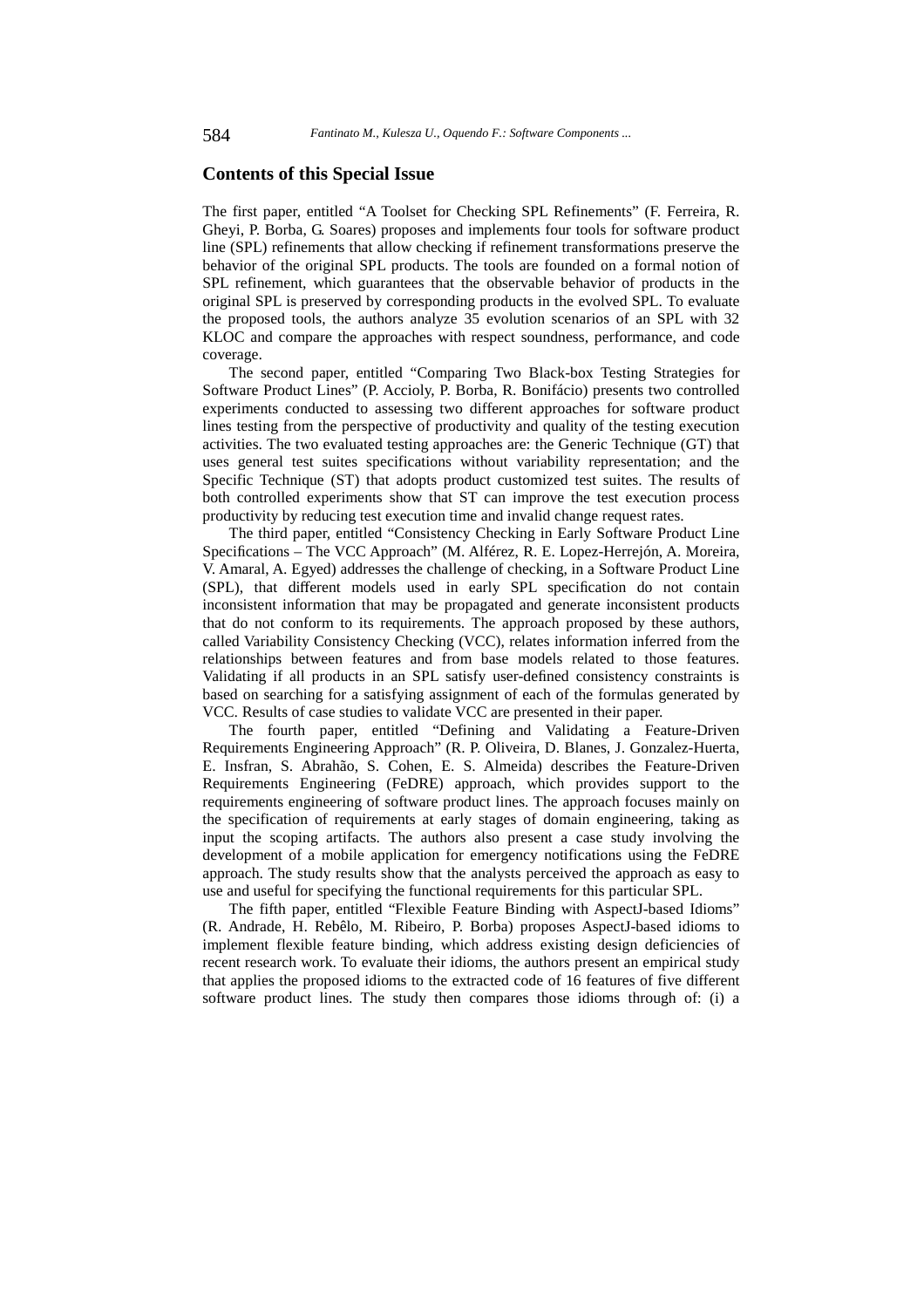## Contents of this Special Issue

The first paper, entitled "A Toolset for Checking SPL Refinements" (F. Ferreira, R. Gheyi, P. Borba, G. Soares) proposes and implements four tools for software product line (SPL) refinements that allow checking if refinement transformations preserve the behavior of the original SPL products. The tools are founded on a formal notion of SPL refinement, which guarantees that the observable behavior of products in the original SPL is preserved by corresponding products in the evolved SPL. To evaluate the proposed tools, the authors analyze 35 evolution scenarios of an SPL with 32 KLOC and compare the approaches with respect soundness, performance, and code coverage.

The second paper, entitled "Comparing Two Black-box Testing Strategies for Software Product Lines" (P. Accioly, P. Borba, R. Bonifácio) presents two controlled experiments conducted to assessing two different approaches for software product lines testing from the perspective of productivity and quality of the testing execution activities. The two evaluated testing approaches are: the Generic Technique (GT) that uses general test suites specifications without variability representation; and the Specific Technique (ST) that adopts product customized test suites. The results of both controlled experiments show that ST can improve the test execution process productivity by reducing test execution time and invalid change request rates.

The third paper, entitled "Consistency Checking in Early Software Product Line Specifications – The VCC Approach" (M. Alférez, R. E. Lopez-Herrejón, A. Moreira, V. Amaral, A. Egyed) addresses the challenge of checking, in a Software Product Line (SPL), that different models used in early SPL specification do not contain inconsistent information that may be propagated and generate inconsistent products that do not conform to its requirements. The approach proposed by these authors, called Variability Consistency Checking (VCC), relates information inferred from the relationships between features and from base models related to those features. Validating if all products in an SPL satisfy user-defined consistency constraints is based on searching for a satisfying assignment of each of the formulas generated by VCC. Results of case studies to validate VCC are presented in their paper.

The fourth paper, entitled "Defining and Validating a Feature-Driven Requirements Engineering Approach" (R. P. Oliveira, D. Blanes, J. Gonzalez-Huerta, E. Insfran, S. Abrahão, S. Cohen, E. S. Almeida) describes the Feature-Driven Requirements Engineering (FeDRE) approach, which provides support to the requirements engineering of software product lines. The approach focuses mainly on the specification of requirements at early stages of domain engineering, taking as input the scoping artifacts. The authors also present a case study involving the development of a mobile application for emergency notifications using the FeDRE approach. The study results show that the analysts perceived the approach as easy to use and useful for specifying the functional requirements for this particular SPL.

The fifth paper, entitled "Flexible Feature Binding with AspectJ-based Idioms" (R. Andrade, H. Rebêlo, M. Ribeiro, P. Borba) proposes AspectJ-based idioms to implement flexible feature binding, which address existing design deficiencies of recent research work. To evaluate their idioms, the authors present an empirical study that applies the proposed idioms to the extracted code of 16 features of five different software product lines. The study then compares those idioms through of: (i) a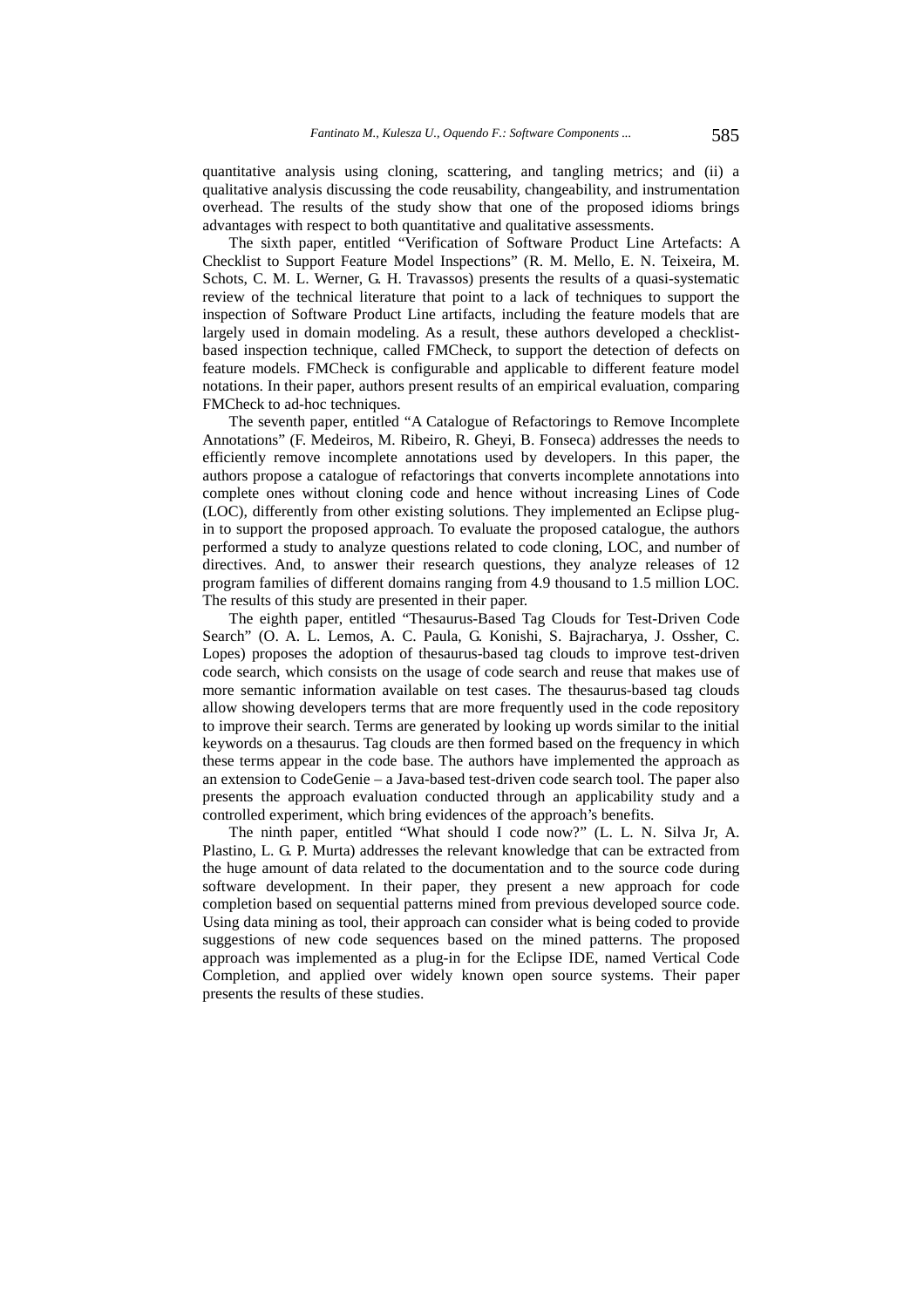quantitative analysis using cloning, scattering, and tangling metrics; and (ii) a qualitative analysis discussing the code reusability, changeability, and instrumentation overhead. The results of the study show that one of the proposed idioms brings advantages with respect to both quantitative and qualitative assessments.

The sixth paper, entitled "Verification of Software Product Line Artefacts: A Checklist to Support Feature Model Inspections" (R. M. Mello, E. N. Teixeira, M. Schots, C. M. L. Werner, G. H. Travassos) presents the results of a quasi-systematic review of the technical literature that point to a lack of techniques to support the inspection of Software Product Line artifacts, including the feature models that are largely used in domain modeling. As a result, these authors developed a checklist-based inspection technique, called FMCheck, to support the detection of defects on feature models. FMCheck is configurable and applicable to different feature model notations. In their paper, authors present results of an empirical evaluation, comparing FMCheck to ad-hoc techniques.

The seventh paper, entitled "A Catalogue of Refactorings to Remove Incomplete Annotations" (F. Medeiros, M. Ribeiro, R. Gheyi, B. Fonseca) addresses the needs to efficiently remove incomplete annotations used by developers. In this paper, the authors propose a catalogue of refactorings that converts incomplete annotations into complete ones without cloning code and hence without increasing Lines of Code (LOC), differently from other existing solutions. They implemented an Eclipse plug-in to support the proposed approach. To evaluate the proposed catalogue, the authors performed a study to analyze questions related to code cloning, LOC, and number of directives. And, to answer their research questions, they analyze releases of 12 program families of different domains ranging from 4.9 thousand to 1.5 million LOC. The results of this study are presented in their paper.

The eighth paper, entitled "Thesaurus-Based Tag Clouds for Test-Driven Code Search" (O. A. L. Lemos, A. C. Paula, G. Konishi, S. Bajracharya, J. Ossher, C. Lopes) proposes the adoption of thesaurus-based tag clouds to improve test-driven code search, which consists on the usage of code search and reuse that makes use of more semantic information available on test cases. The thesaurus-based tag clouds allow showing developers terms that are more frequently used in the code repository to improve their search. Terms are generated by looking up words similar to the initial keywords on a thesaurus. Tag clouds are then formed based on the frequency in which these terms appear in the code base. The authors have implemented the approach as an extension to CodeGenie – a Java-based test-driven code search tool. The paper also presents the approach evaluation conducted through an applicability study and a controlled experiment, which bring evidences of the approach's benefits.

The ninth paper, entitled "What should I code now?" (L. L. N. Silva Jr, A. Plastino, L. G. P. Murta) addresses the relevant knowledge that can be extracted from the huge amount of data related to the documentation and to the source code during software development. In their paper, they present a new approach for code completion based on sequential patterns mined from previous developed source code. Using data mining as tool, their approach can consider what is being coded to provide suggestions of new code sequences based on the mined patterns. The proposed approach was implemented as a plug-in for the Eclipse IDE, named Vertical Code Completion, and applied over widely known open source systems. Their paper presents the results of these studies.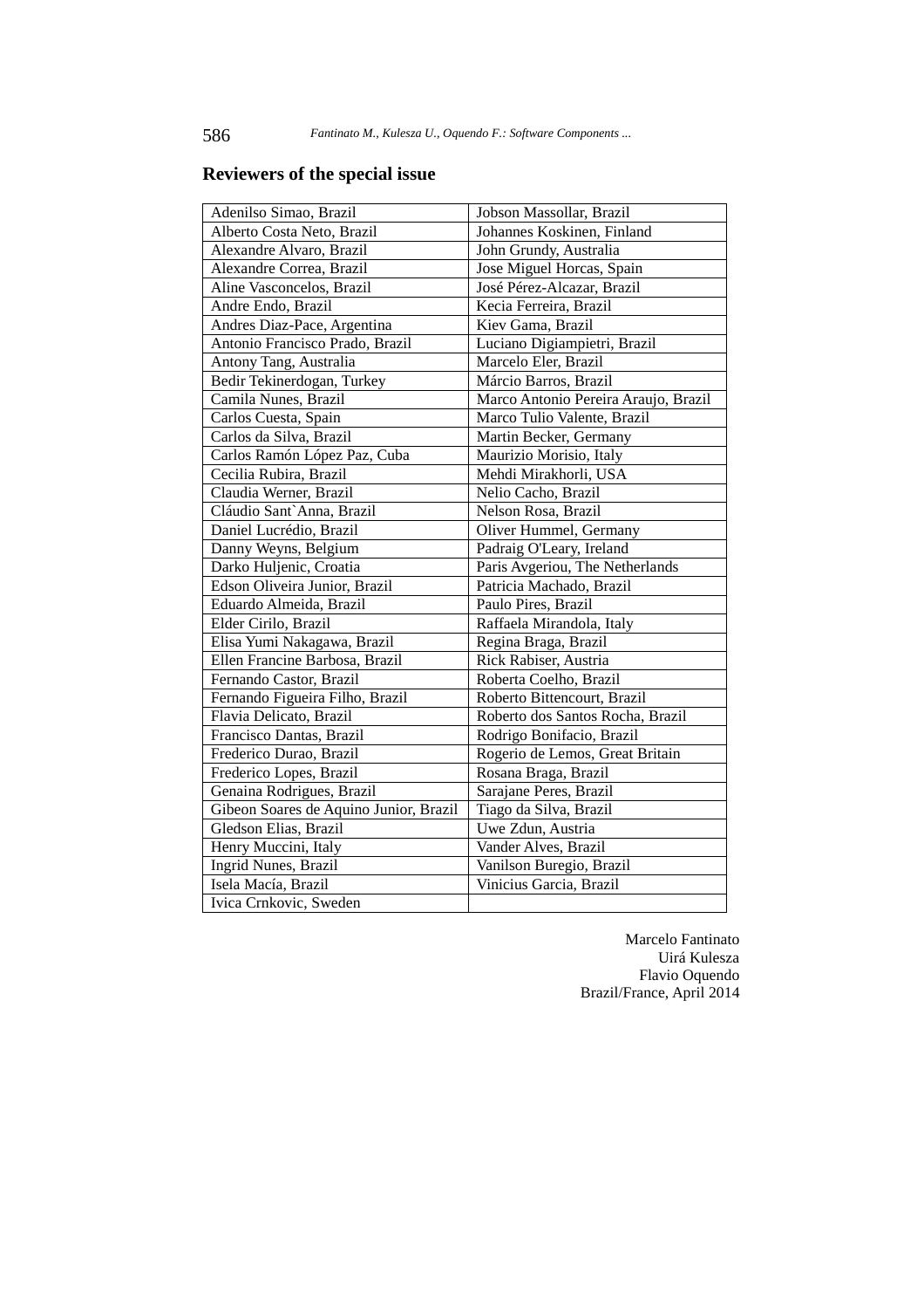## Reviewers of the special issue

| | |
|---|---|
| Adenilso Simao, Brazil | Jobson Massollar, Brazil |
| Alberto Costa Neto, Brazil | Johannes Koskinen, Finland |
| Alexandre Alvaro, Brazil | John Grundy, Australia |
| Alexandre Correa, Brazil | Jose Miguel Horcas, Spain |
| Aline Vasconcelos, Brazil | José Pérez-Alcazar, Brazil |
| Andre Endo, Brazil | Kecia Ferreira, Brazil |
| Andres Diaz-Pace, Argentina | Kiev Gama, Brazil |
| Antonio Francisco Prado, Brazil | Luciano Digiampietri, Brazil |
| Antony Tang, Australia | Marcelo Eler, Brazil |
| Bedir Tekinerdogan, Turkey | Márcio Barros, Brazil |
| Camila Nunes, Brazil | Marco Antonio Pereira Araujo, Brazil |
| Carlos Cuesta, Spain | Marco Tulio Valente, Brazil |
| Carlos da Silva, Brazil | Martin Becker, Germany |
| Carlos Ramón López Paz, Cuba | Maurizio Morisio, Italy |
| Cecilia Rubira, Brazil | Mehdi Mirakhorli, USA |
| Claudia Werner, Brazil | Nelio Cacho, Brazil |
| Cláudio Sant`Anna, Brazil | Nelson Rosa, Brazil |
| Daniel Lucrédio, Brazil | Oliver Hummel, Germany |
| Danny Weyns, Belgium | Padraig O'Leary, Ireland |
| Darko Huljenic, Croatia | Paris Avgeriou, The Netherlands |
| Edson Oliveira Junior, Brazil | Patricia Machado, Brazil |
| Eduardo Almeida, Brazil | Paulo Pires, Brazil |
| Elder Cirilo, Brazil | Raffaela Mirandola, Italy |
| Elisa Yumi Nakagawa, Brazil | Regina Braga, Brazil |
| Ellen Francine Barbosa, Brazil | Rick Rabiser, Austria |
| Fernando Castor, Brazil | Roberta Coelho, Brazil |
| Fernando Figueira Filho, Brazil | Roberto Bittencourt, Brazil |
| Flavia Delicato, Brazil | Roberto dos Santos Rocha, Brazil |
| Francisco Dantas, Brazil | Rodrigo Bonifacio, Brazil |
| Frederico Durao, Brazil | Rogerio de Lemos, Great Britain |
| Frederico Lopes, Brazil | Rosana Braga, Brazil |
| Genaina Rodrigues, Brazil | Sarajane Peres, Brazil |
| Gibeon Soares de Aquino Junior, Brazil | Tiago da Silva, Brazil |
| Gledson Elias, Brazil | Uwe Zdun, Austria |
| Henry Muccini, Italy | Vander Alves, Brazil |
| Ingrid Nunes, Brazil | Vanilson Buregio, Brazil |
| Isela Macía, Brazil | Vinicius Garcia, Brazil |
| Ivica Crnkovic, Sweden | |

Marcelo Fantinato
Uirá Kulesza
Flavio Oquendo
Brazil/France, April 2014